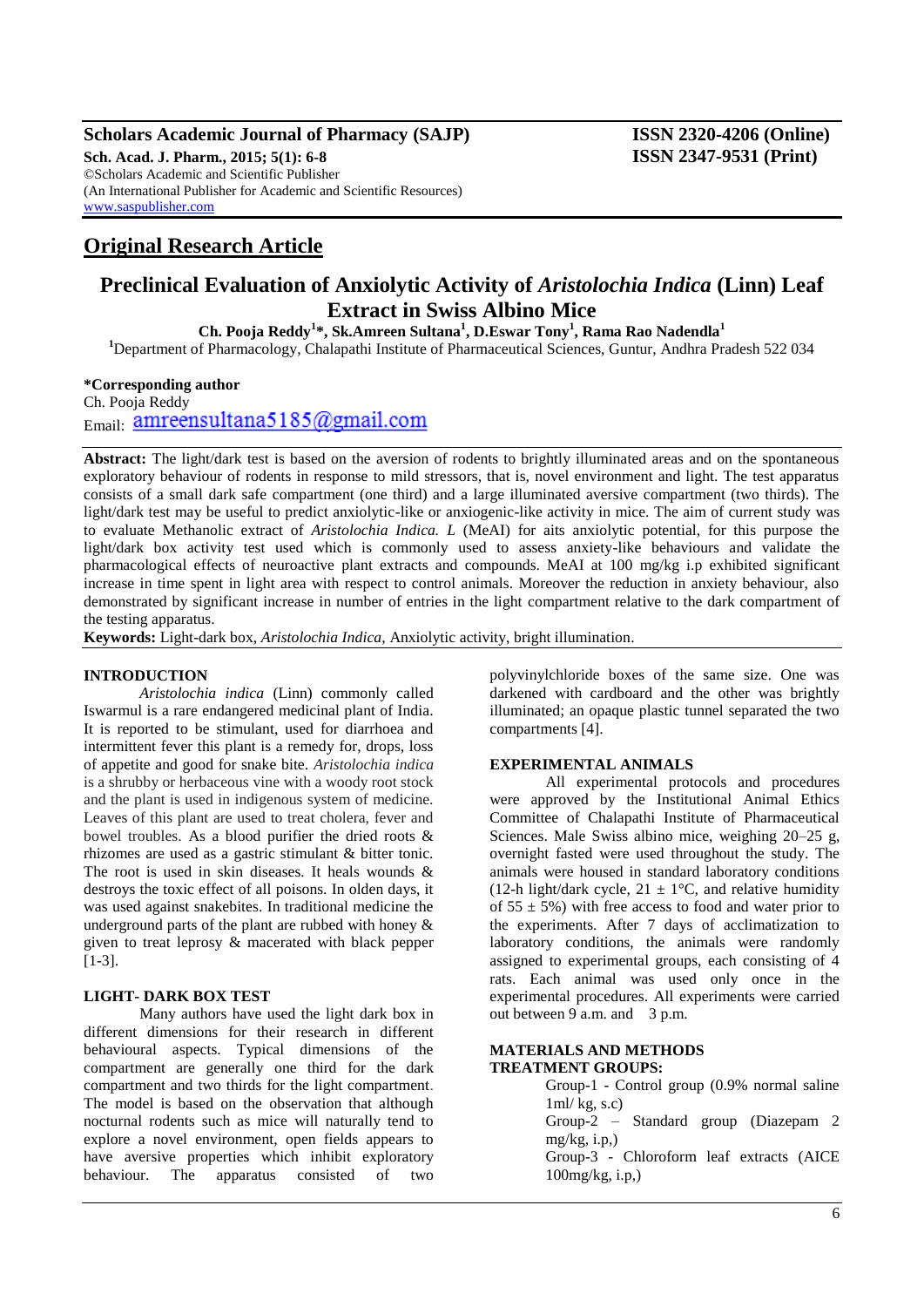**Scholars Academic Journal of Pharmacy (SAJP)** **ISSN 2320-4206 (Online)**
**Sch. Acad. J. Pharm., 2015; 5(1): 6-8** **ISSN 2347-9531 (Print)**
©Scholars Academic and Scientific Publisher
(An International Publisher for Academic and Scientific Resources)
www.saspublisher.com

## Original Research Article

# Preclinical Evaluation of Anxiolytic Activity of *Aristolochia Indica* (Linn) Leaf Extract in Swiss Albino Mice

**Ch. Pooja Reddy[1]\*, Sk.Amreen Sultana[1], D.Eswar Tony[1], Rama Rao Nadendla[1]**

[1]Department of Pharmacology, Chalapathi Institute of Pharmaceutical Sciences, Guntur, Andhra Pradesh 522 034

**\*Corresponding author**
Ch. Pooja Reddy
Email: amreensultana5185@gmail.com

**Abstract:** The light/dark test is based on the aversion of rodents to brightly illuminated areas and on the spontaneous exploratory behaviour of rodents in response to mild stressors, that is, novel environment and light. The test apparatus consists of a small dark safe compartment (one third) and a large illuminated aversive compartment (two thirds). The light/dark test may be useful to predict anxiolytic-like or anxiogenic-like activity in mice. The aim of current study was to evaluate Methanolic extract of *Aristolochia Indica. L* (MeAI) for aits anxiolytic potential, for this purpose the light/dark box activity test used which is commonly used to assess anxiety-like behaviours and validate the pharmacological effects of neuroactive plant extracts and compounds. MeAI at 100 mg/kg i.p exhibited significant increase in time spent in light area with respect to control animals. Moreover the reduction in anxiety behaviour, also demonstrated by significant increase in number of entries in the light compartment relative to the dark compartment of the testing apparatus.

**Keywords:** Light-dark box, *Aristolochia Indica*, Anxiolytic activity, bright illumination.

## INTRODUCTION

*Aristolochia indica* (Linn) commonly called Iswarmul is a rare endangered medicinal plant of India. It is reported to be stimulant, used for diarrhoea and intermittent fever this plant is a remedy for, drops, loss of appetite and good for snake bite. *Aristolochia indica* is a shrubby or herbaceous vine with a woody root stock and the plant is used in indigenous system of medicine. Leaves of this plant are used to treat cholera, fever and bowel troubles. As a blood purifier the dried roots & rhizomes are used as a gastric stimulant & bitter tonic. The root is used in skin diseases. It heals wounds & destroys the toxic effect of all poisons. In olden days, it was used against snakebites. In traditional medicine the underground parts of the plant are rubbed with honey & given to treat leprosy & macerated with black pepper [1-3].

## LIGHT- DARK BOX TEST

Many authors have used the light dark box in different dimensions for their research in different behavioural aspects. Typical dimensions of the compartment are generally one third for the dark compartment and two thirds for the light compartment. The model is based on the observation that although nocturnal rodents such as mice will naturally tend to explore a novel environment, open fields appears to have aversive properties which inhibit exploratory behaviour. The apparatus consisted of two polyvinylchloride boxes of the same size. One was darkened with cardboard and the other was brightly illuminated; an opaque plastic tunnel separated the two compartments [4].

## EXPERIMENTAL ANIMALS

All experimental protocols and procedures were approved by the Institutional Animal Ethics Committee of Chalapathi Institute of Pharmaceutical Sciences. Male Swiss albino mice, weighing 20–25 g, overnight fasted were used throughout the study. The animals were housed in standard laboratory conditions (12-h light/dark cycle, $21 \pm 1$°C, and relative humidity of $55 \pm 5\%$) with free access to food and water prior to the experiments. After 7 days of acclimatization to laboratory conditions, the animals were randomly assigned to experimental groups, each consisting of 4 rats. Each animal was used only once in the experimental procedures. All experiments were carried out between 9 a.m. and 3 p.m.

## MATERIALS AND METHODS

### TREATMENT GROUPS:

Group-1 - Control group (0.9% normal saline 1ml/ kg, s.c)
Group-2 – Standard group (Diazepam 2 mg/kg, i.p,)
Group-3 - Chloroform leaf extracts (AICE 100mg/kg, i.p,)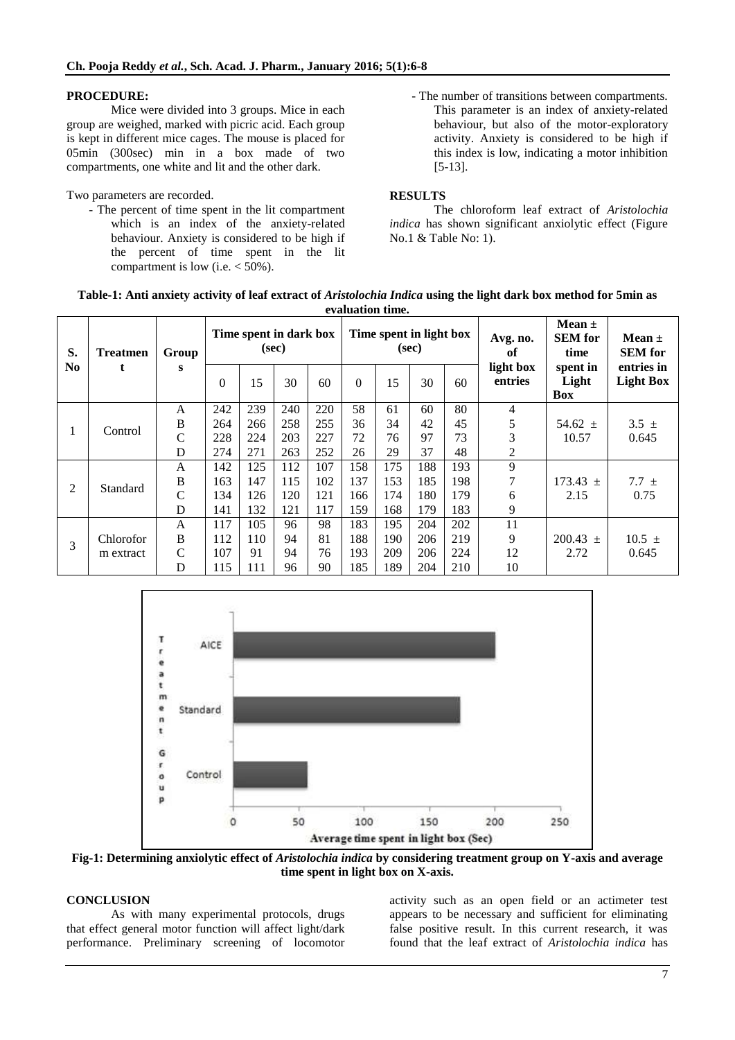**PROCEDURE:**

Mice were divided into 3 groups. Mice in each group are weighed, marked with picric acid. Each group is kept in different mice cages. The mouse is placed for 05min (300sec) min in a box made of two compartments, one white and lit and the other dark.

Two parameters are recorded.

- The percent of time spent in the lit compartment which is an index of the anxiety-related behaviour. Anxiety is considered to be high if the percent of time spent in the lit compartment is low (i.e. < 50%).
- The number of transitions between compartments. This parameter is an index of anxiety-related behaviour, but also of the motor-exploratory activity. Anxiety is considered to be high if this index is low, indicating a motor inhibition [5-13].

## RESULTS

The chloroform leaf extract of *Aristolochia indica* has shown significant anxiolytic effect (Figure No.1 & Table No: 1).

**Table-1: Anti anxiety activity of leaf extract of *Aristolochia Indica* using the light dark box method for 5min as evaluation time.**

| S. No | Treatment | Groups | Time spent in dark box (sec) | | | | Time spent in light box (sec) | | | | Avg. no. of light box entries | Mean ± SEM for time spent in Light Box | Mean ± SEM for entries in Light Box |
|---|---|---|---|---|---|---|---|---|---|---|---|---|---|
| | | | 0 | 15 | 30 | 60 | 0 | 15 | 30 | 60 | | | |
| 1 | Control | A | 242 | 239 | 240 | 220 | 58 | 61 | 60 | 80 | 4 | 54.62 ± 10.57 | 3.5 ± 0.645 |
| | | B | 264 | 266 | 258 | 255 | 36 | 34 | 42 | 45 | 5 | | |
| | | C | 228 | 224 | 203 | 227 | 72 | 76 | 97 | 73 | 3 | | |
| | | D | 274 | 271 | 263 | 252 | 26 | 29 | 37 | 48 | 2 | | |
| 2 | Standard | A | 142 | 125 | 112 | 107 | 158 | 175 | 188 | 193 | 9 | 173.43 ± 2.15 | 7.7 ± 0.75 |
| | | B | 163 | 147 | 115 | 102 | 137 | 153 | 185 | 198 | 7 | | |
| | | C | 134 | 126 | 120 | 121 | 166 | 174 | 180 | 179 | 6 | | |
| | | D | 141 | 132 | 121 | 117 | 159 | 168 | 179 | 183 | 9 | | |
| 3 | Chloroform extract | A | 117 | 105 | 96 | 98 | 183 | 195 | 204 | 202 | 11 | 200.43 ± 2.72 | 10.5 ± 0.645 |
| | | B | 112 | 110 | 94 | 81 | 188 | 190 | 206 | 219 | 9 | | |
| | | C | 107 | 91 | 94 | 76 | 193 | 209 | 206 | 224 | 12 | | |
| | | D | 115 | 111 | 96 | 90 | 185 | 189 | 204 | 210 | 10 | | |

**Fig-1: Determining anxiolytic effect of *Aristolochia indica* by considering treatment group on Y-axis and average time spent in light box on X-axis.**

## CONCLUSION

As with many experimental protocols, drugs that effect general motor function will affect light/dark performance. Preliminary screening of locomotor activity such as an open field or an actimeter test appears to be necessary and sufficient for eliminating false positive result. In this current research, it was found that the leaf extract of *Aristolochia indica* has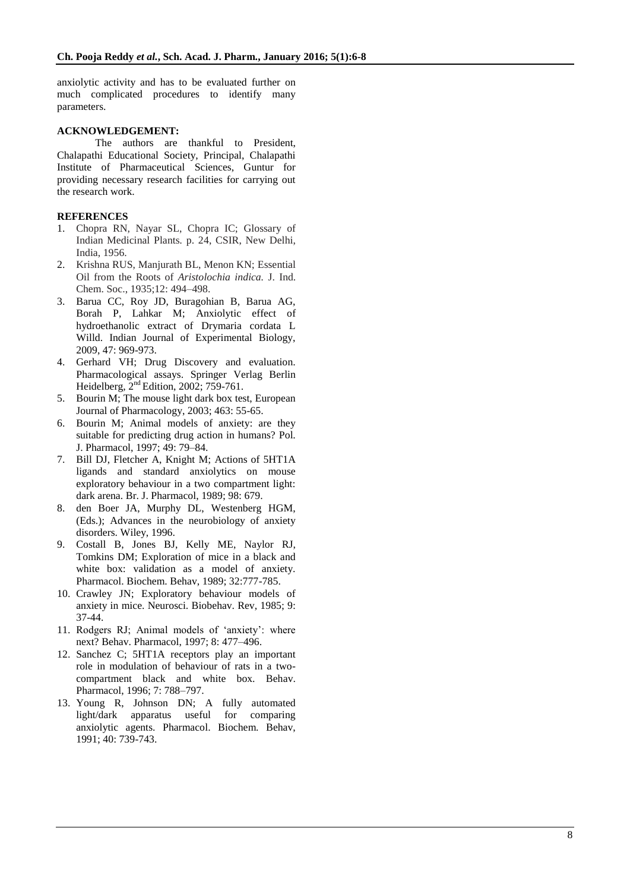anxiolytic activity and has to be evaluated further on much complicated procedures to identify many parameters.

## ACKNOWLEDGEMENT:

The authors are thankful to President, Chalapathi Educational Society, Principal, Chalapathi Institute of Pharmaceutical Sciences, Guntur for providing necessary research facilities for carrying out the research work.

## REFERENCES

1. Chopra RN, Nayar SL, Chopra IC; Glossary of Indian Medicinal Plants. p. 24, CSIR, New Delhi, India, 1956.
2. Krishna RUS, Manjurath BL, Menon KN; Essential Oil from the Roots of *Aristolochia indica.* J. Ind. Chem. Soc., 1935;12: 494–498.
3. Barua CC, Roy JD, Buragohian B, Barua AG, Borah P, Lahkar M; Anxiolytic effect of hydroethanolic extract of Drymaria cordata L Willd. Indian Journal of Experimental Biology, 2009, 47: 969-973.
4. Gerhard VH; Drug Discovery and evaluation. Pharmacological assays. Springer Verlag Berlin Heidelberg, 2nd Edition, 2002; 759-761.
5. Bourin M; The mouse light dark box test, European Journal of Pharmacology, 2003; 463: 55-65.
6. Bourin M; Animal models of anxiety: are they suitable for predicting drug action in humans? Pol. J. Pharmacol, 1997; 49: 79–84.
7. Bill DJ, Fletcher A, Knight M; Actions of 5HT1A ligands and standard anxiolytics on mouse exploratory behaviour in a two compartment light: dark arena. Br. J. Pharmacol, 1989; 98: 679.
8. den Boer JA, Murphy DL, Westenberg HGM, (Eds.); Advances in the neurobiology of anxiety disorders. Wiley, 1996.
9. Costall B, Jones BJ, Kelly ME, Naylor RJ, Tomkins DM; Exploration of mice in a black and white box: validation as a model of anxiety. Pharmacol. Biochem. Behav, 1989; 32:777-785.
10. Crawley JN; Exploratory behaviour models of anxiety in mice. Neurosci. Biobehav. Rev, 1985; 9: 37-44.
11. Rodgers RJ; Animal models of 'anxiety': where next? Behav. Pharmacol, 1997; 8: 477–496.
12. Sanchez C; 5HT1A receptors play an important role in modulation of behaviour of rats in a two-compartment black and white box. Behav. Pharmacol, 1996; 7: 788–797.
13. Young R, Johnson DN; A fully automated light/dark apparatus useful for comparing anxiolytic agents. Pharmacol. Biochem. Behav, 1991; 40: 739-743.